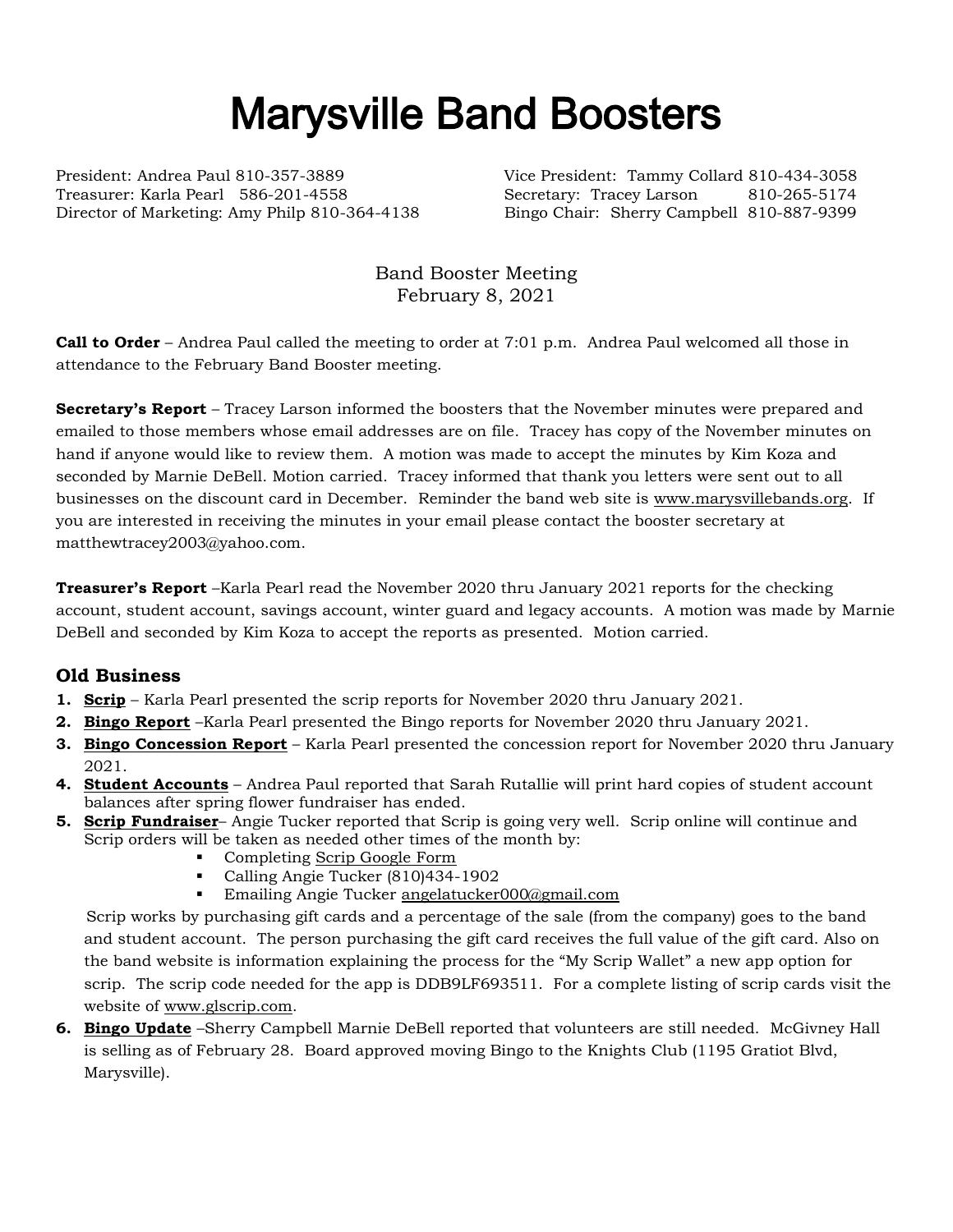# Marysville Band Boosters

President: Andrea Paul 810-357-3889
Vice President: Tammy Collard 810-434-3058
Treasurer: Karla Pearl 586-201-4558
Secretary: Tracey Larson 810-265-5174
Director of Marketing: Amy Philp 810-364-4138
Bingo Chair: Sherry Campbell 810-887-9399

Band Booster Meeting
February 8, 2021

**Call to Order** – Andrea Paul called the meeting to order at 7:01 p.m. Andrea Paul welcomed all those in attendance to the February Band Booster meeting.

**Secretary's Report** – Tracey Larson informed the boosters that the November minutes were prepared and emailed to those members whose email addresses are on file. Tracey has copy of the November minutes on hand if anyone would like to review them. A motion was made to accept the minutes by Kim Koza and seconded by Marnie DeBell. Motion carried. Tracey informed that thank you letters were sent out to all businesses on the discount card in December. Reminder the band web site is www.marysvillebands.org. If you are interested in receiving the minutes in your email please contact the booster secretary at matthewtracey2003@yahoo.com.

**Treasurer's Report** –Karla Pearl read the November 2020 thru January 2021 reports for the checking account, student account, savings account, winter guard and legacy accounts. A motion was made by Marnie DeBell and seconded by Kim Koza to accept the reports as presented. Motion carried.

## Old Business

1. **Scrip** – Karla Pearl presented the scrip reports for November 2020 thru January 2021.
2. **Bingo Report** –Karla Pearl presented the Bingo reports for November 2020 thru January 2021.
3. **Bingo Concession Report** – Karla Pearl presented the concession report for November 2020 thru January 2021.
4. **Student Accounts** – Andrea Paul reported that Sarah Rutallie will print hard copies of student account balances after spring flower fundraiser has ended.
5. **Scrip Fundraiser**– Angie Tucker reported that Scrip is going very well. Scrip online will continue and Scrip orders will be taken as needed other times of the month by:
    - Completing Scrip Google Form
    - Calling Angie Tucker (810)434-1902
    - Emailing Angie Tucker angelatucker000@gmail.com

   Scrip works by purchasing gift cards and a percentage of the sale (from the company) goes to the band and student account. The person purchasing the gift card receives the full value of the gift card. Also on the band website is information explaining the process for the "My Scrip Wallet" a new app option for scrip. The scrip code needed for the app is DDB9LF693511. For a complete listing of scrip cards visit the website of www.glscrip.com.
6. **Bingo Update** –Sherry Campbell Marnie DeBell reported that volunteers are still needed. McGivney Hall is selling as of February 28. Board approved moving Bingo to the Knights Club (1195 Gratiot Blvd, Marysville).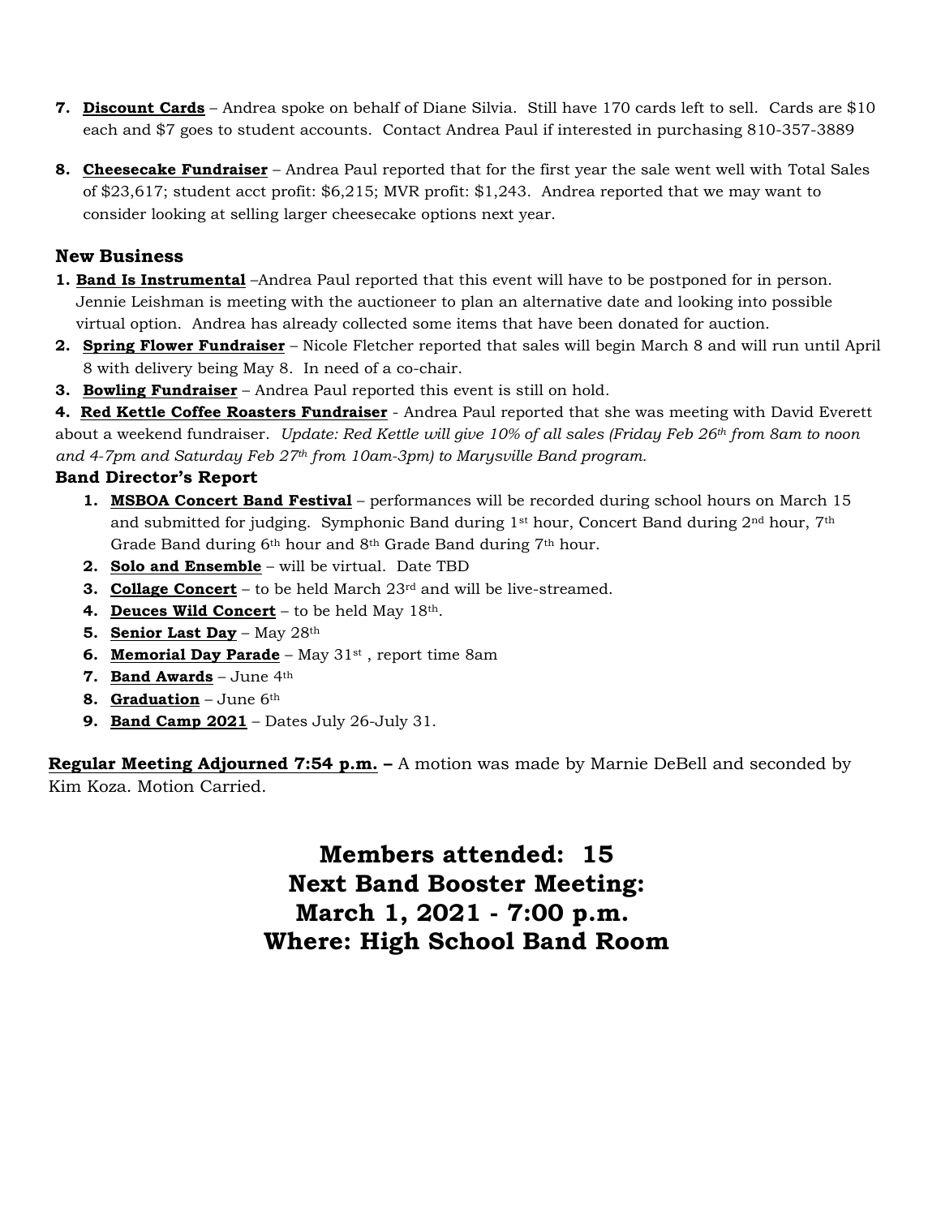7. **Discount Cards** – Andrea spoke on behalf of Diane Silvia. Still have 170 cards left to sell. Cards are $10 each and $7 goes to student accounts. Contact Andrea Paul if interested in purchasing 810-357-3889

8. **Cheesecake Fundraiser** – Andrea Paul reported that for the first year the sale went well with Total Sales of $23,617; student acct profit: $6,215; MVR profit: $1,243. Andrea reported that we may want to consider looking at selling larger cheesecake options next year.

### New Business

1. **Band Is Instrumental** –Andrea Paul reported that this event will have to be postponed for in person. Jennie Leishman is meeting with the auctioneer to plan an alternative date and looking into possible virtual option. Andrea has already collected some items that have been donated for auction.
2. **Spring Flower Fundraiser** – Nicole Fletcher reported that sales will begin March 8 and will run until April 8 with delivery being May 8. In need of a co-chair.
3. **Bowling Fundraiser** – Andrea Paul reported this event is still on hold.
4. **Red Kettle Coffee Roasters Fundraiser** - Andrea Paul reported that she was meeting with David Everett about a weekend fundraiser. *Update: Red Kettle will give 10% of all sales (Friday Feb 26th from 8am to noon and 4-7pm and Saturday Feb 27th from 10am-3pm) to Marysville Band program.*

### Band Director's Report

1. **MSBOA Concert Band Festival** – performances will be recorded during school hours on March 15 and submitted for judging. Symphonic Band during 1st hour, Concert Band during 2nd hour, 7th Grade Band during 6th hour and 8th Grade Band during 7th hour.
2. **Solo and Ensemble** – will be virtual. Date TBD
3. **Collage Concert** – to be held March 23rd and will be live-streamed.
4. **Deuces Wild Concert** – to be held May 18th.
5. **Senior Last Day** – May 28th
6. **Memorial Day Parade** – May 31st , report time 8am
7. **Band Awards** – June 4th
8. **Graduation** – June 6th
9. **Band Camp 2021** – Dates July 26-July 31.

**Regular Meeting Adjourned 7:54 p.m. –** A motion was made by Marnie DeBell and seconded by Kim Koza. Motion Carried.

**Members attended: 15**
**Next Band Booster Meeting:**
**March 1, 2021 - 7:00 p.m.**
**Where: High School Band Room**